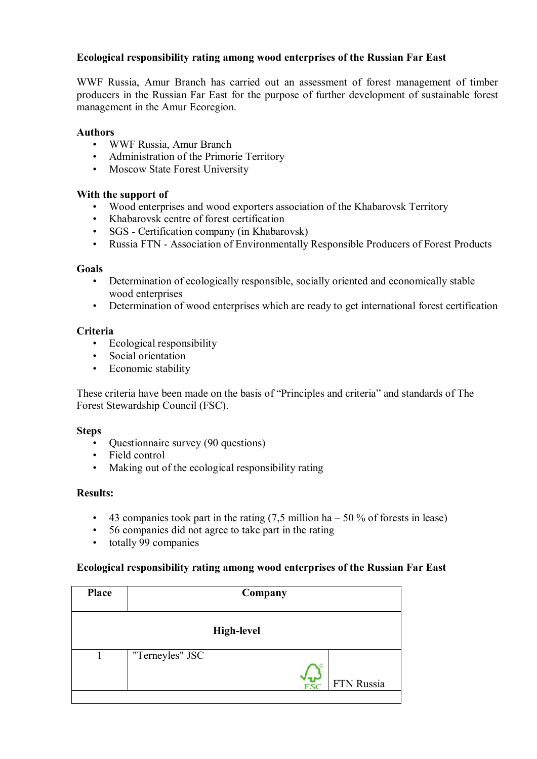**Ecological responsibility rating among wood enterprises of the Russian Far East**

WWF Russia, Amur Branch has carried out an assessment of forest management of timber producers in the Russian Far East for the purpose of further development of sustainable forest management in the Amur Ecoregion.

**Authors**

- WWF Russia, Amur Branch
- Administration of the Primorie Territory
- Moscow State Forest University

**With the support of**

- Wood enterprises and wood exporters association of the Khabarovsk Territory
- Khabarovsk centre of forest certification
- SGS - Certification company (in Khabarovsk)
- Russia FTN - Association of Environmentally Responsible Producers of Forest Products

**Goals**

- Determination of ecologically responsible, socially oriented and economically stable wood enterprises
- Determination of wood enterprises which are ready to get international forest certification

**Criteria**

- Ecological responsibility
- Social orientation
- Economic stability

These criteria have been made on the basis of "Principles and criteria" and standards of The Forest Stewardship Council (FSC).

**Steps**

- Questionnaire survey (90 questions)
- Field control
- Making out of the ecological responsibility rating

**Results:**

- 43 companies took part in the rating (7,5 million ha – 50 % of forests in lease)
- 56 companies did not agree to take part in the rating
- totally 99 companies

**Ecological responsibility rating among wood enterprises of the Russian Far East**

| Place | Company | |
|---|---|---|
| **High-level** | | |
| 1 | "Terneyles" JSC FSC | FTN Russia |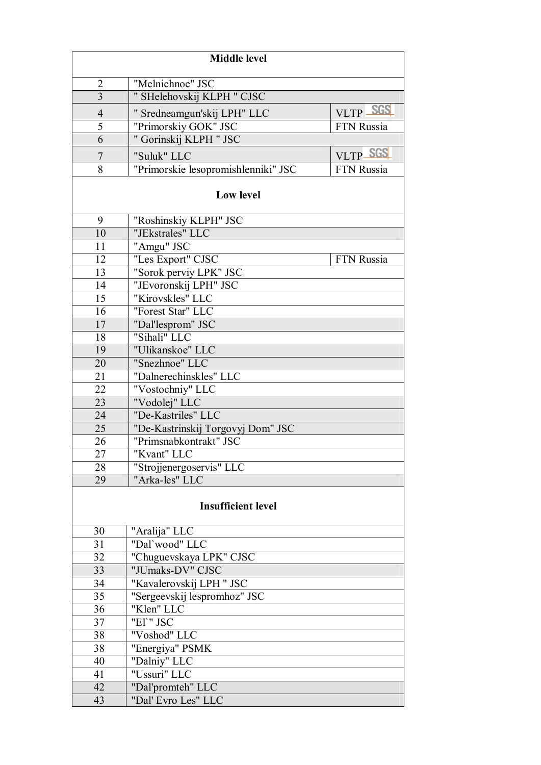| Middle level | | |
|---|---|---|
| 2 | "Melnichnoe" JSC | |
| 3 | " SHelehovskij KLPH " CJSC | |
| 4 | " Sredneamgun'skij LPH" LLC | VLTP SGS |
| 5 | "Primorskiy GOK" JSC | FTN Russia |
| 6 | " Gorinskij KLPH " JSC | |
| 7 | "Suluk" LLC | VLTP SGS |
| 8 | "Primorskie lesopromishlenniki" JSC | FTN Russia |
| **Low level** | | |
| 9 | "Roshinskiy KLPH" JSC | |
| 10 | "JEkstrales" LLC | |
| 11 | "Amgu" JSC | |
| 12 | "Les Export" CJSC | FTN Russia |
| 13 | "Sorok perviy LPK" JSC | |
| 14 | "JEvoronskij LPH" JSC | |
| 15 | "Kirovskles" LLC | |
| 16 | "Forest Star" LLC | |
| 17 | "Dal'lesprom" JSC | |
| 18 | "Sihali" LLC | |
| 19 | "Ulikanskoe" LLC | |
| 20 | "Snezhnoe" LLC | |
| 21 | "Dalnerechinskles" LLC | |
| 22 | "Vostochniy" LLC | |
| 23 | "Vodolej" LLC | |
| 24 | "De-Kastriles" LLC | |
| 25 | "De-Kastrinskij Torgovyj Dom" JSC | |
| 26 | "Primsnabkontrakt" JSC | |
| 27 | "Kvant" LLC | |
| 28 | "Strojjenergoservis" LLC | |
| 29 | "Arka-les" LLC | |
| **Insufficient level** | | |
| 30 | "Aralija" LLC | |
| 31 | "Dal`wood" LLC | |
| 32 | "Chuguevskaya LPK" CJSC | |
| 33 | "JUmaks-DV" CJSC | |
| 34 | "Kavalerovskij LPH " JSC | |
| 35 | "Sergeevskij lespromhoz" JSC | |
| 36 | "Klen" LLC | |
| 37 | "El`" JSC | |
| 38 | "Voshod" LLC | |
| 38 | "Energiya" PSMK | |
| 40 | "Dalniy" LLC | |
| 41 | "Ussuri" LLC | |
| 42 | "Dal'promteh" LLC | |
| 43 | "Dal' Evro Les" LLC | |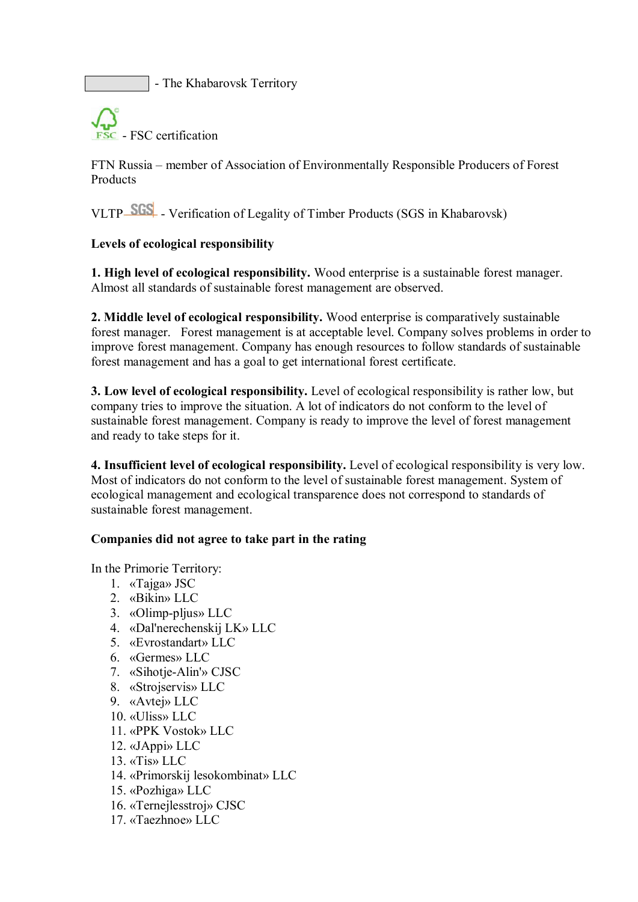- The Khabarovsk Territory

FSC - FSC certification

FTN Russia – member of Association of Environmentally Responsible Producers of Forest Products

VLTP SGS - Verification of Legality of Timber Products (SGS in Khabarovsk)

**Levels of ecological responsibility**

**1. High level of ecological responsibility.** Wood enterprise is a sustainable forest manager. Almost all standards of sustainable forest management are observed.

**2. Middle level of ecological responsibility.** Wood enterprise is comparatively sustainable forest manager. Forest management is at acceptable level. Company solves problems in order to improve forest management. Company has enough resources to follow standards of sustainable forest management and has a goal to get international forest certificate.

**3. Low level of ecological responsibility.** Level of ecological responsibility is rather low, but company tries to improve the situation. A lot of indicators do not conform to the level of sustainable forest management. Company is ready to improve the level of forest management and ready to take steps for it.

**4. Insufficient level of ecological responsibility.** Level of ecological responsibility is very low. Most of indicators do not conform to the level of sustainable forest management. System of ecological management and ecological transparence does not correspond to standards of sustainable forest management.

**Companies did not agree to take part in the rating**

In the Primorie Territory:

1. «Tajga» JSC
2. «Bikin» LLC
3. «Olimp-pljus» LLC
4. «Dal'nerechenskij LK» LLC
5. «Evrostandart» LLC
6. «Germes» LLC
7. «Sihotje-Alin'» CJSC
8. «Strojservis» LLC
9. «Avtej» LLC
10. «Uliss» LLC
11. «PPK Vostok» LLC
12. «JAppi» LLC
13. «Tis» LLC
14. «Primorskij lesokombinat» LLC
15. «Pozhiga» LLC
16. «Ternejlesstroj» CJSC
17. «Taezhnoe» LLC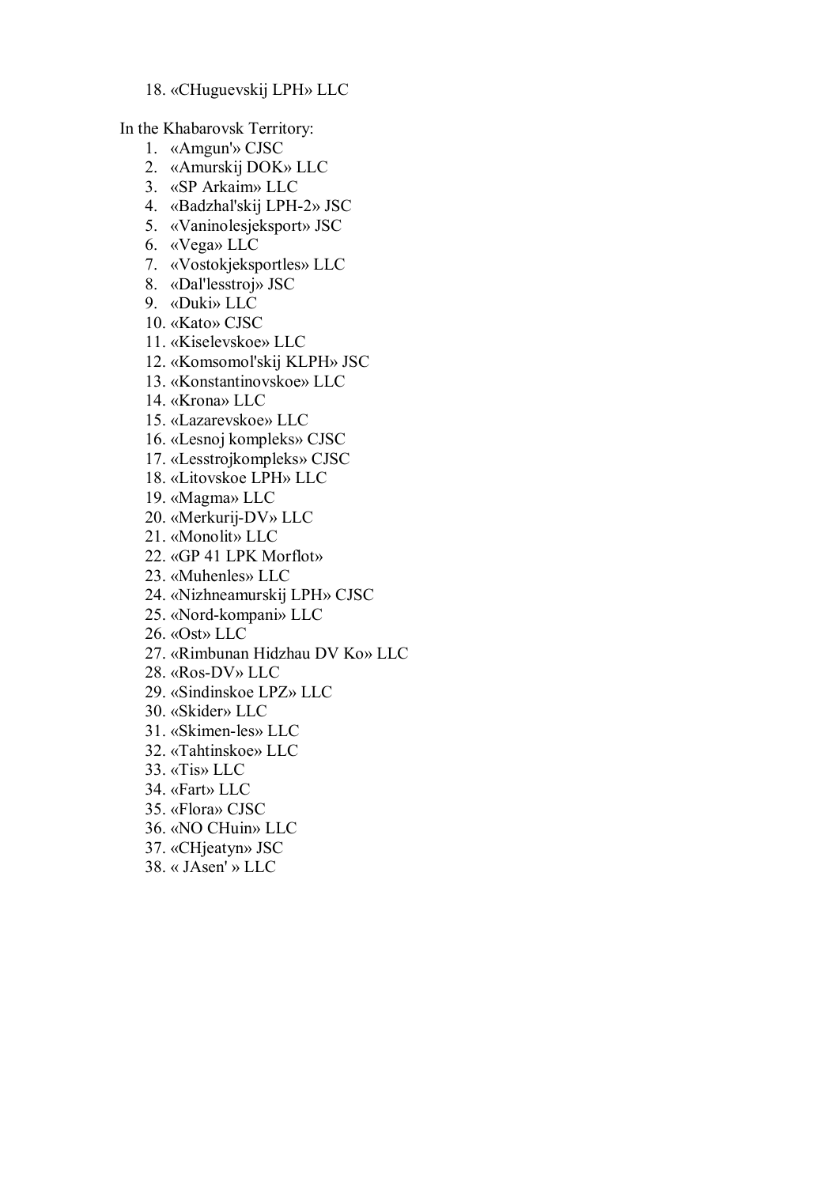18. «CHuguevskij LPH» LLC

In the Khabarovsk Territory:

1. «Amgun'» CJSC
2. «Amurskij DOK» LLC
3. «SP Arkaim» LLC
4. «Badzhal'skij LPH-2» JSC
5. «Vaninolesjeksport» JSC
6. «Vega» LLC
7. «Vostokjeksportles» LLC
8. «Dal'lesstroj» JSC
9. «Duki» LLC
10. «Kato» CJSC
11. «Kiselevskoe» LLC
12. «Komsomol'skij KLPH» JSC
13. «Konstantinovskoe» LLC
14. «Krona» LLC
15. «Lazarevskoe» LLC
16. «Lesnoj kompleks» CJSC
17. «Lesstrojkompleks» CJSC
18. «Litovskoe LPH» LLC
19. «Magma» LLC
20. «Merkurij-DV» LLC
21. «Monolit» LLC
22. «GP 41 LPK Morflot»
23. «Muhenles» LLC
24. «Nizhneamurskij LPH» CJSC
25. «Nord-kompani» LLC
26. «Ost» LLC
27. «Rimbunan Hidzhau DV Ko» LLC
28. «Ros-DV» LLC
29. «Sindinskoe LPZ» LLC
30. «Skider» LLC
31. «Skimen-les» LLC
32. «Tahtinskoe» LLC
33. «Tis» LLC
34. «Fart» LLC
35. «Flora» CJSC
36. «NO CHuin» LLC
37. «CHjeatyn» JSC
38. « JAsen' » LLC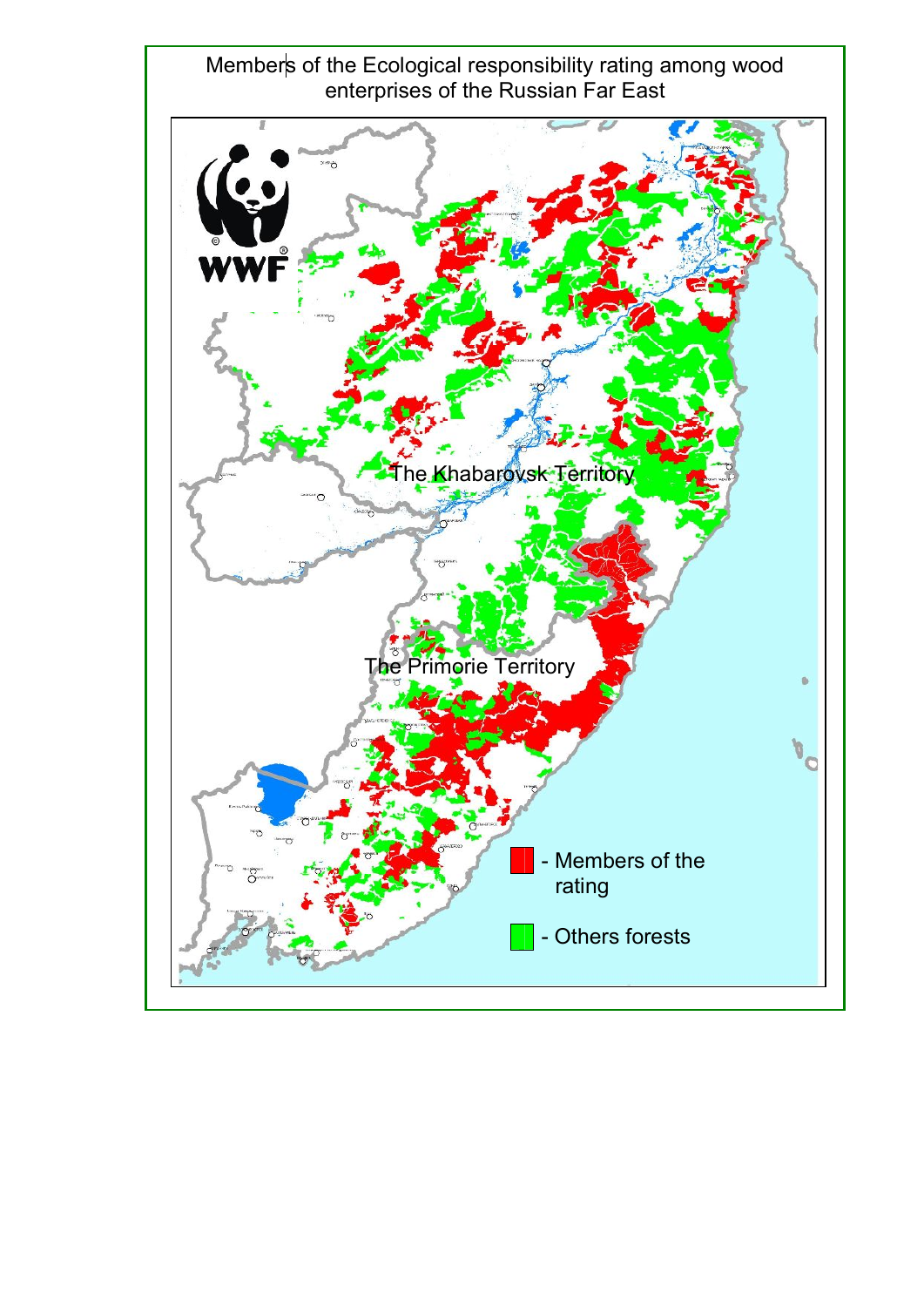Members of the Ecological responsibility rating among wood enterprises of the Russian Far East

WWF

The Khabarovsk Territory

The Primorie Territory

- Members of the rating

- Others forests